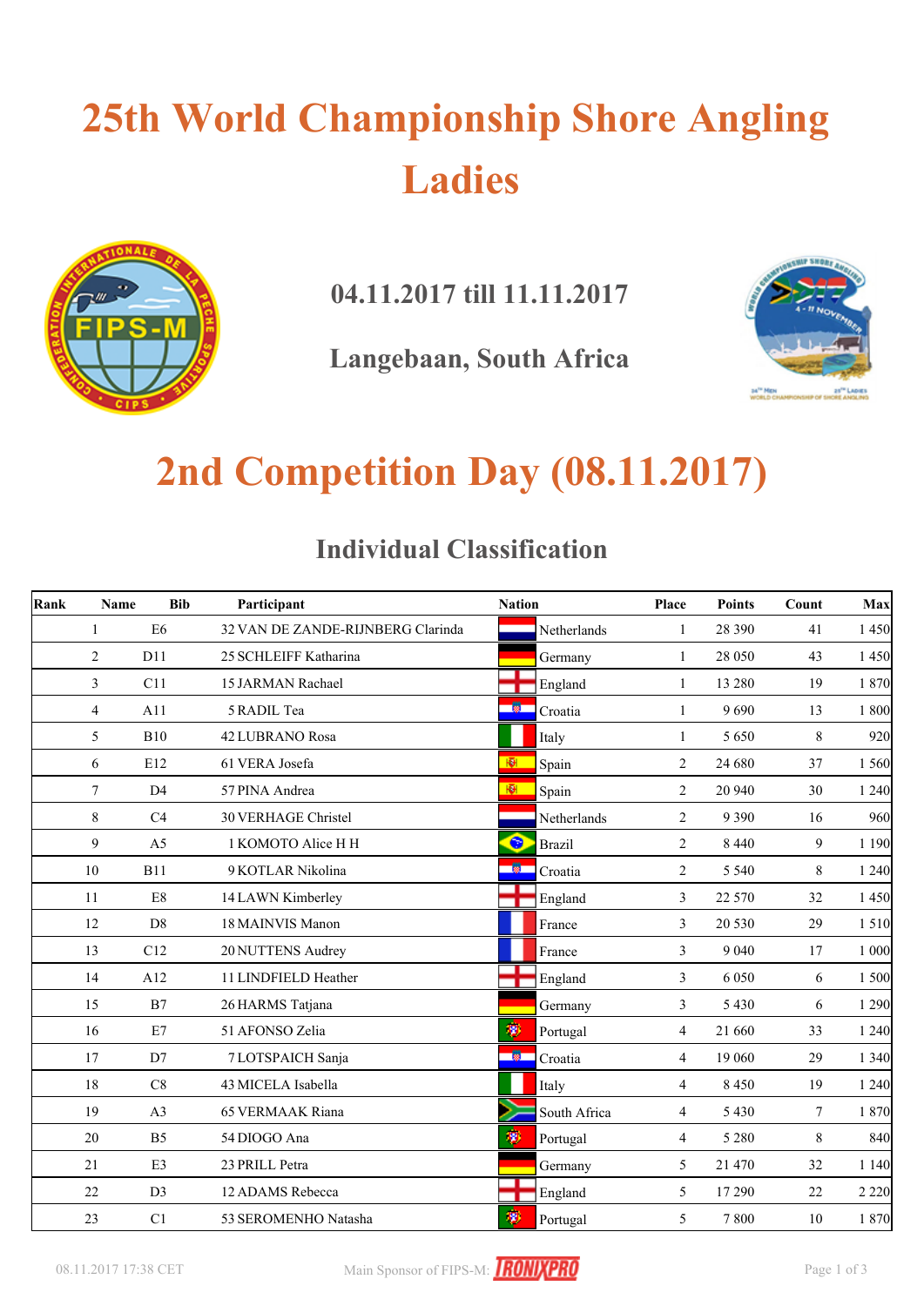# 25th World Championship Shore Angling Ladies

04.11.2017 till 11.11.2017

Langebaan, South Africa

# 2nd Competition Day (08.11.2017)

## Individual Classification

| Rank | Name | Bib | Participant | Nation | Place | Points | Count | Max |
|---|---|---|---|---|---|---|---|---|
| 1 | E6 | 32 | VAN DE ZANDE-RIJNBERG Clarinda | Netherlands | 1 | 28 390 | 41 | 1 450 |
| 2 | D11 | 25 | SCHLEIFF Katharina | Germany | 1 | 28 050 | 43 | 1 450 |
| 3 | C11 | 15 | JARMAN Rachael | England | 1 | 13 280 | 19 | 1 870 |
| 4 | A11 | 5 | RADIL Tea | Croatia | 1 | 9 690 | 13 | 1 800 |
| 5 | B10 | 42 | LUBRANO Rosa | Italy | 1 | 5 650 | 8 | 920 |
| 6 | E12 | 61 | VERA Josefa | Spain | 2 | 24 680 | 37 | 1 560 |
| 7 | D4 | 57 | PINA Andrea | Spain | 2 | 20 940 | 30 | 1 240 |
| 8 | C4 | 30 | VERHAGE Christel | Netherlands | 2 | 9 390 | 16 | 960 |
| 9 | A5 | 1 | KOMOTO Alice H H | Brazil | 2 | 8 440 | 9 | 1 190 |
| 10 | B11 | 9 | KOTLAR Nikolina | Croatia | 2 | 5 540 | 8 | 1 240 |
| 11 | E8 | 14 | LAWN Kimberley | England | 3 | 22 570 | 32 | 1 450 |
| 12 | D8 | 18 | MAINVIS Manon | France | 3 | 20 530 | 29 | 1 510 |
| 13 | C12 | 20 | NUTTENS Audrey | France | 3 | 9 040 | 17 | 1 000 |
| 14 | A12 | 11 | LINDFIELD Heather | England | 3 | 6 050 | 6 | 1 500 |
| 15 | B7 | 26 | HARMS Tatjana | Germany | 3 | 5 430 | 6 | 1 290 |
| 16 | E7 | 51 | AFONSO Zelia | Portugal | 4 | 21 660 | 33 | 1 240 |
| 17 | D7 | 7 | LOTSPAICH Sanja | Croatia | 4 | 19 060 | 29 | 1 340 |
| 18 | C8 | 43 | MICELA Isabella | Italy | 4 | 8 450 | 19 | 1 240 |
| 19 | A3 | 65 | VERMAAK Riana | South Africa | 4 | 5 430 | 7 | 1 870 |
| 20 | B5 | 54 | DIOGO Ana | Portugal | 4 | 5 280 | 8 | 840 |
| 21 | E3 | 23 | PRILL Petra | Germany | 5 | 21 470 | 32 | 1 140 |
| 22 | D3 | 12 | ADAMS Rebecca | England | 5 | 17 290 | 22 | 2 220 |
| 23 | C1 | 53 | SEROMENHO Natasha | Portugal | 5 | 7 800 | 10 | 1 870 |

08.11.2017 17:38 CET

Main Sponsor of FIPS-M: IRONIXPRO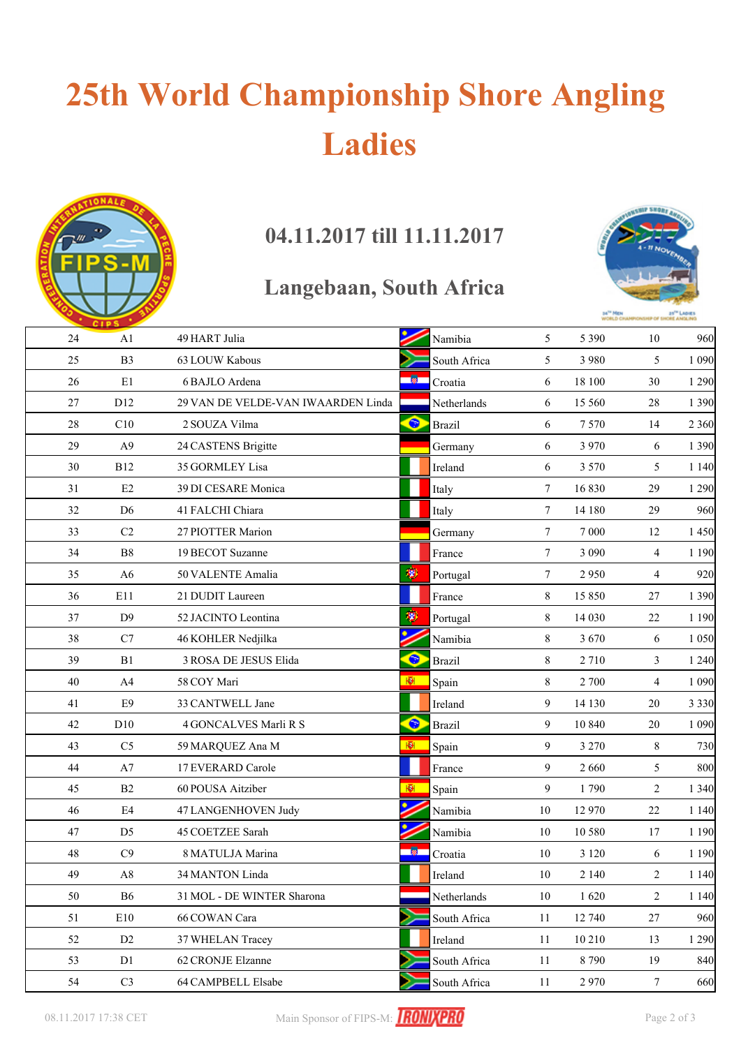# 25th World Championship Shore Angling Ladies

## 04.11.2017 till 11.11.2017

## Langebaan, South Africa

| | | | | | | | |
|---|---|---|---|---|---|---|---|
| 24 | A1 | 49 HART Julia | Namibia | 5 | 5 390 | 10 | 960 |
| 25 | B3 | 63 LOUW Kabous | South Africa | 5 | 3 980 | 5 | 1 090 |
| 26 | E1 | 6 BAJLO Ardena | Croatia | 6 | 18 100 | 30 | 1 290 |
| 27 | D12 | 29 VAN DE VELDE-VAN IWAARDEN Linda | Netherlands | 6 | 15 560 | 28 | 1 390 |
| 28 | C10 | 2 SOUZA Vilma | Brazil | 6 | 7 570 | 14 | 2 360 |
| 29 | A9 | 24 CASTENS Brigitte | Germany | 6 | 3 970 | 6 | 1 390 |
| 30 | B12 | 35 GORMLEY Lisa | Ireland | 6 | 3 570 | 5 | 1 140 |
| 31 | E2 | 39 DI CESARE Monica | Italy | 7 | 16 830 | 29 | 1 290 |
| 32 | D6 | 41 FALCHI Chiara | Italy | 7 | 14 180 | 29 | 960 |
| 33 | C2 | 27 PIOTTER Marion | Germany | 7 | 7 000 | 12 | 1 450 |
| 34 | B8 | 19 BECOT Suzanne | France | 7 | 3 090 | 4 | 1 190 |
| 35 | A6 | 50 VALENTE Amalia | Portugal | 7 | 2 950 | 4 | 920 |
| 36 | E11 | 21 DUDIT Laureen | France | 8 | 15 850 | 27 | 1 390 |
| 37 | D9 | 52 JACINTO Leontina | Portugal | 8 | 14 030 | 22 | 1 190 |
| 38 | C7 | 46 KOHLER Nedjilka | Namibia | 8 | 3 670 | 6 | 1 050 |
| 39 | B1 | 3 ROSA DE JESUS Elida | Brazil | 8 | 2 710 | 3 | 1 240 |
| 40 | A4 | 58 COY Mari | Spain | 8 | 2 700 | 4 | 1 090 |
| 41 | E9 | 33 CANTWELL Jane | Ireland | 9 | 14 130 | 20 | 3 330 |
| 42 | D10 | 4 GONCALVES Marli R S | Brazil | 9 | 10 840 | 20 | 1 090 |
| 43 | C5 | 59 MARQUEZ Ana M | Spain | 9 | 3 270 | 8 | 730 |
| 44 | A7 | 17 EVERARD Carole | France | 9 | 2 660 | 5 | 800 |
| 45 | B2 | 60 POUSA Aitziber | Spain | 9 | 1 790 | 2 | 1 340 |
| 46 | E4 | 47 LANGENHOVEN Judy | Namibia | 10 | 12 970 | 22 | 1 140 |
| 47 | D5 | 45 COETZEE Sarah | Namibia | 10 | 10 580 | 17 | 1 190 |
| 48 | C9 | 8 MATULJA Marina | Croatia | 10 | 3 120 | 6 | 1 190 |
| 49 | A8 | 34 MANTON Linda | Ireland | 10 | 2 140 | 2 | 1 140 |
| 50 | B6 | 31 MOL - DE WINTER Sharona | Netherlands | 10 | 1 620 | 2 | 1 140 |
| 51 | E10 | 66 COWAN Cara | South Africa | 11 | 12 740 | 27 | 960 |
| 52 | D2 | 37 WHELAN Tracey | Ireland | 11 | 10 210 | 13 | 1 290 |
| 53 | D1 | 62 CRONJE Elzanne | South Africa | 11 | 8 790 | 19 | 840 |
| 54 | C3 | 64 CAMPBELL Elsabe | South Africa | 11 | 2 970 | 7 | 660 |

08.11.2017 17:38 CET

Main Sponsor of FIPS-M: IRONIXPRO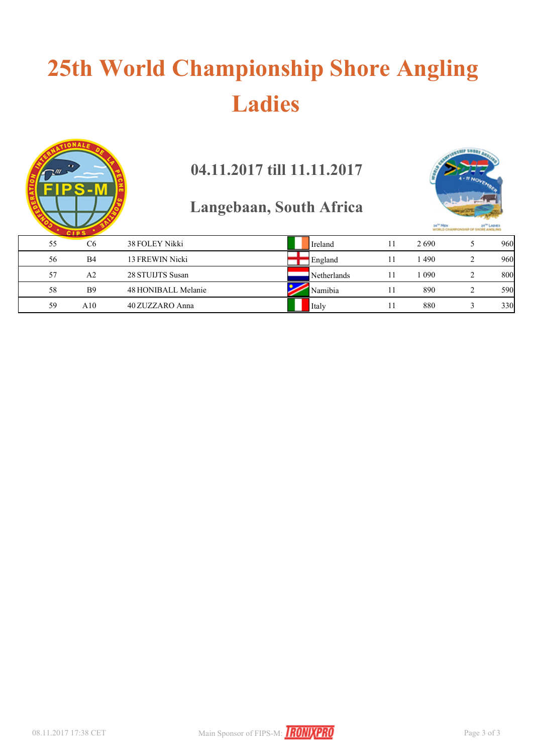# 25th World Championship Shore Angling Ladies

## 04.11.2017 till 11.11.2017

## Langebaan, South Africa

| | | | | | | | | |
|---|---|---|---|---|---|---|---|---|
| 55 | C6 | 38 | FOLEY Nikki | Ireland | 11 | 2 690 | 5 | 960 |
| 56 | B4 | 13 | FREWIN Nicki | England | 11 | 1 490 | 2 | 960 |
| 57 | A2 | 28 | STUIJTS Susan | Netherlands | 11 | 1 090 | 2 | 800 |
| 58 | B9 | 48 | HONIBALL Melanie | Namibia | 11 | 890 | 2 | 590 |
| 59 | A10 | 40 | ZUZZARO Anna | Italy | 11 | 880 | 3 | 330 |

08.11.2017 17:38 CET

Main Sponsor of FIPS-M: IRONIXPRO